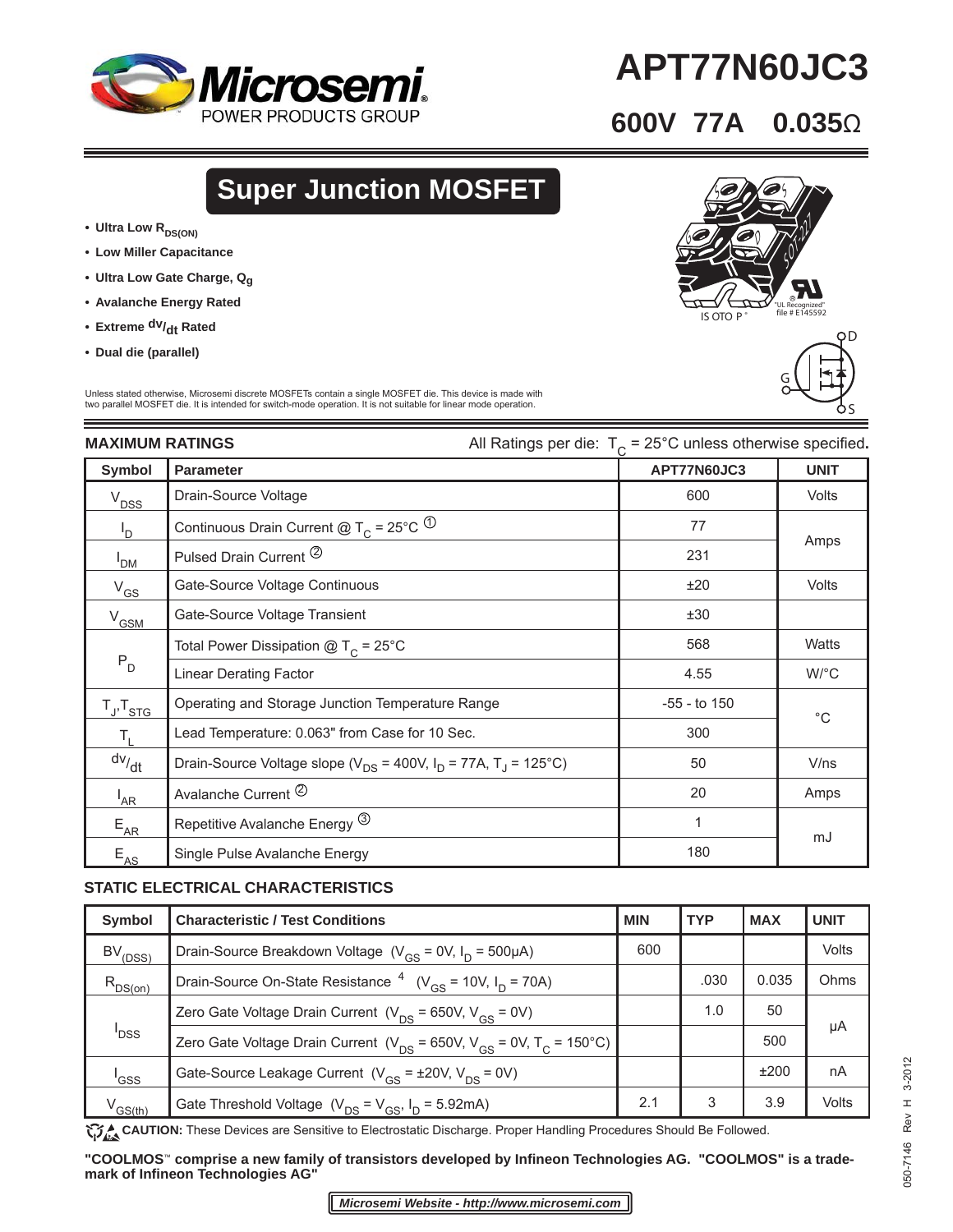# APT77N60JC3

## 600V 77A 0.035Ω

## Super Junction MOSFET

- Ultra Low $R_{DS(ON)}$
- Low Miller Capacitance
- Ultra Low Gate Charge, $Q_g$
- Avalanche Energy Rated
- Extreme $dv/_{dt}$ Rated
- Dual die (parallel)

Unless stated otherwise, Microsemi discrete MOSFETs contain a single MOSFET die. This device is made with two parallel MOSFET die. It is intended for switch-mode operation. It is not suitable for linear mode operation.

### MAXIMUM RATINGS

All Ratings per die: $T_C$ = 25°C unless otherwise specified.

| Symbol | Parameter | APT77N60JC3 | UNIT |
|---|---|---|---|
| $V_{DSS}$ | Drain-Source Voltage | 600 | Volts |
| $I_D$ | Continuous Drain Current @ $T_C$ = 25°C ① | 77 | Amps |
| $I_{DM}$ | Pulsed Drain Current ② | 231 | |
| $V_{GS}$ | Gate-Source Voltage Continuous | ±20 | Volts |
| $V_{GSM}$ | Gate-Source Voltage Transient | ±30 | |
| $P_D$ | Total Power Dissipation @ $T_C$ = 25°C | 568 | Watts |
| | Linear Derating Factor | 4.55 | W/°C |
| $T_J$,$T_{STG}$ | Operating and Storage Junction Temperature Range | -55 - to 150 | °C |
| $T_L$ | Lead Temperature: 0.063" from Case for 10 Sec. | 300 | |
| $dv/_{dt}$ | Drain-Source Voltage slope ($V_{DS}$ = 400V, $I_D$ = 77A, $T_J$ = 125°C) | 50 | V/ns |
| $I_{AR}$ | Avalanche Current ② | 20 | Amps |
| $E_{AR}$ | Repetitive Avalanche Energy ③ | 1 | mJ |
| $E_{AS}$ | Single Pulse Avalanche Energy | 180 | |

### STATIC ELECTRICAL CHARACTERISTICS

| Symbol | Characteristic / Test Conditions | MIN | TYP | MAX | UNIT |
|---|---|---|---|---|---|
| $BV_{(DSS)}$ | Drain-Source Breakdown Voltage ($V_{GS}$ = 0V, $I_D$ = 500μA) | 600 | | | Volts |
| $R_{DS(on)}$ | Drain-Source On-State Resistance [4] ($V_{GS}$ = 10V, $I_D$ = 70A) | | .030 | 0.035 | Ohms |
| $I_{DSS}$ | Zero Gate Voltage Drain Current ($V_{DS}$ = 650V, $V_{GS}$ = 0V) | | 1.0 | 50 | μA |
| | Zero Gate Voltage Drain Current ($V_{DS}$ = 650V, $V_{GS}$ = 0V, $T_C$ = 150°C) | | | 500 | |
| $I_{GSS}$ | Gate-Source Leakage Current ($V_{GS}$ = ±20V, $V_{DS}$ = 0V) | | | ±200 | nA |
| $V_{GS(th)}$ | Gate Threshold Voltage ($V_{DS}$ = $V_{GS}$, $I_D$ = 5.92mA) | 2.1 | 3 | 3.9 | Volts |

**CAUTION:** These Devices are Sensitive to Electrostatic Discharge. Proper Handling Procedures Should Be Followed.

**"COOLMOS™ comprise a new family of transistors developed by Infineon Technologies AG. "COOLMOS" is a trademark of Infineon Technologies AG"**

*Microsemi Website - http://www.microsemi.com*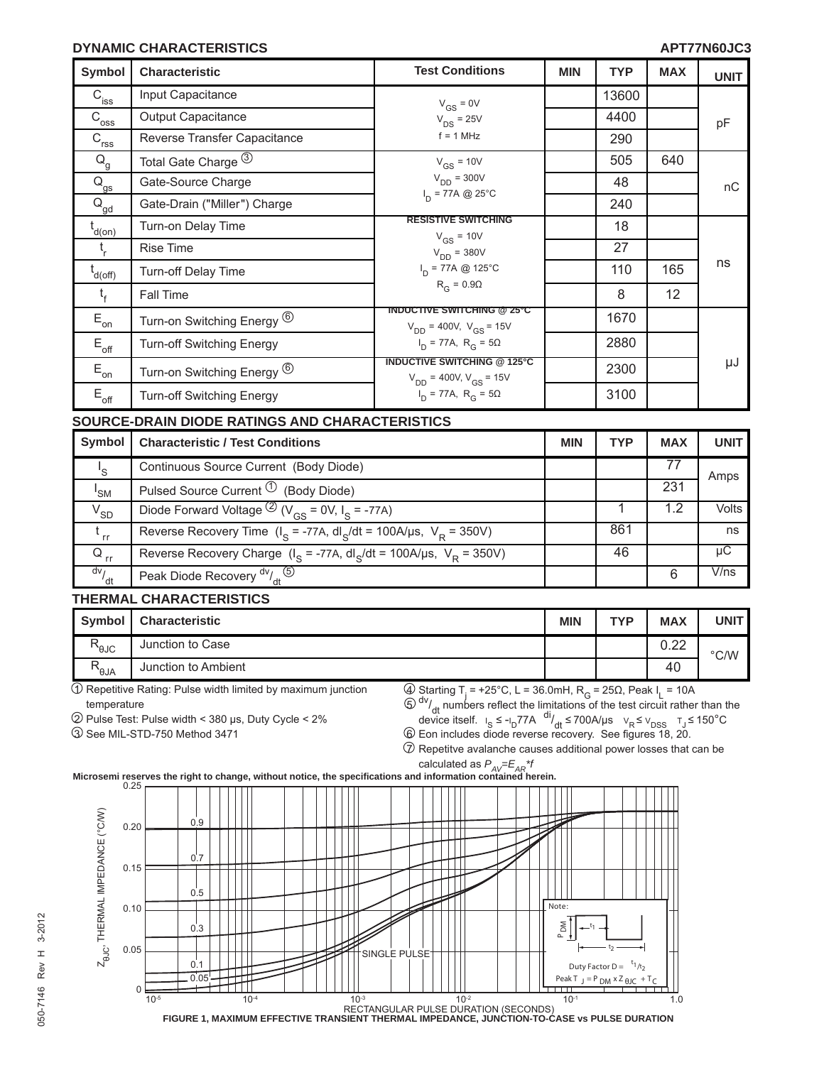## DYNAMIC CHARACTERISTICS

APT77N60JC3

| Symbol | Characteristic | Test Conditions | MIN | TYP | MAX | UNIT |
|---|---|---|---|---|---|---|
| $C_{iss}$ | Input Capacitance | $V_{GS}$ = 0V<br>$V_{DS}$ = 25V<br>f = 1 MHz | | 13600 | | pF |
| $C_{oss}$ | Output Capacitance | | | 4400 | | |
| $C_{rss}$ | Reverse Transfer Capacitance | | | 290 | | |
| $Q_g$ | Total Gate Charge ③ | $V_{GS}$ = 10V<br>$V_{DD}$ = 300V<br>$I_D$ = 77A @ 25°C | | 505 | 640 | nC |
| $Q_{gs}$ | Gate-Source Charge | | | 48 | | |
| $Q_{gd}$ | Gate-Drain ("Miller") Charge | | | 240 | | |
| $t_{d(on)}$ | Turn-on Delay Time | RESISTIVE SWITCHING<br>$V_{GS}$ = 10V<br>$V_{DD}$ = 380V<br>$I_D$ = 77A @ 125°C<br>$R_G$ = 0.9Ω | | 18 | | ns |
| $t_r$ | Rise Time | | | 27 | | |
| $t_{d(off)}$ | Turn-off Delay Time | | | 110 | 165 | |
| $t_f$ | Fall Time | | | 8 | 12 | |
| $E_{on}$ | Turn-on Switching Energy ⑥ | INDUCTIVE SWITCHING @ 25°C<br>$V_{DD}$ = 400V, $V_{GS}$ = 15V<br>$I_D$ = 77A, $R_G$ = 5Ω | | 1670 | | μJ |
| $E_{off}$ | Turn-off Switching Energy | | | 2880 | | |
| $E_{on}$ | Turn-on Switching Energy ⑥ | INDUCTIVE SWITCHING @ 125°C<br>$V_{DD}$ = 400V, $V_{GS}$ = 15V<br>$I_D$ = 77A, $R_G$ = 5Ω | | 2300 | | |
| $E_{off}$ | Turn-off Switching Energy | | | 3100 | | |

## SOURCE-DRAIN DIODE RATINGS AND CHARACTERISTICS

| Symbol | Characteristic / Test Conditions | MIN | TYP | MAX | UNIT |
|---|---|---|---|---|---|
| $I_S$ | Continuous Source Current (Body Diode) | | | 77 | Amps |
| $I_{SM}$ | Pulsed Source Current ① (Body Diode) | | | 231 | |
| $V_{SD}$ | Diode Forward Voltage ② ($V_{GS}$ = 0V, $I_S$ = -77A) | | 1 | 1.2 | Volts |
| $t_{rr}$ | Reverse Recovery Time ($I_S$ = -77A, $dI_S/dt$ = 100A/μs, $V_R$ = 350V) | | 861 | | ns |
| $Q_{rr}$ | Reverse Recovery Charge ($I_S$ = -77A, $dI_S/dt$ = 100A/μs, $V_R$ = 350V) | | 46 | | μC |
| $dv/dt$ | Peak Diode Recovery $dv/dt$ ⑤ | | | 6 | V/ns |

## THERMAL CHARACTERISTICS

| Symbol | Characteristic | MIN | TYP | MAX | UNIT |
|---|---|---|---|---|---|
| $R_{\theta JC}$ | Junction to Case | | | 0.22 | °C/W |
| $R_{\theta JA}$ | Junction to Ambient | | | 40 | |

① Repetitive Rating: Pulse width limited by maximum junction temperature

② Pulse Test: Pulse width < 380 μs, Duty Cycle < 2%

③ See MIL-STD-750 Method 3471

④ Starting $T_j$ = +25°C, L = 36.0mH, $R_G$ = 25Ω, Peak $I_L$ = 10A

⑤ $dv/dt$ numbers reflect the limitations of the test circuit rather than the device itself. $I_S \le -I_D$77A $di/dt \le$ 700A/μs $V_R \le V_{DSS}$ $T_J \le$ 150°C

⑥ Eon includes diode reverse recovery. See figures 18, 20.

⑦ Repetitve avalanche causes additional power losses that can be calculated as $P_{AV}=E_{AR}*f$

**Microsemi reserves the right to change, without notice, the specifications and information contained herein.**

FIGURE 1, MAXIMUM EFFECTIVE TRANSIENT THERMAL IMPEDANCE, JUNCTION-TO-CASE vs PULSE DURATION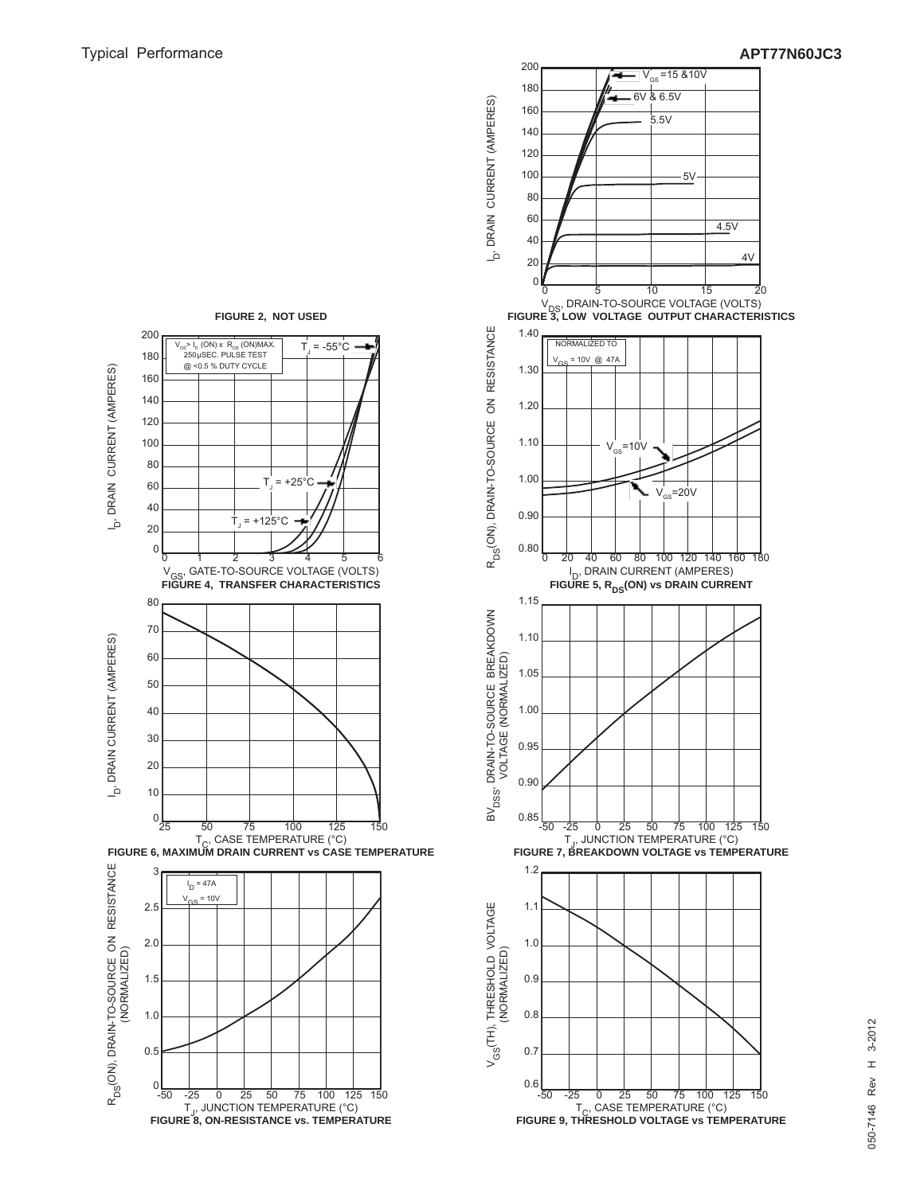Typical Performance

FIGURE 2, NOT USED

FIGURE 3, LOW VOLTAGE OUTPUT CHARACTERISTICS

FIGURE 4, TRANSFER CHARACTERISTICS

FIGURE 5, $R_{DS}$(ON) vs DRAIN CURRENT

FIGURE 6, MAXIMUM DRAIN CURRENT vs CASE TEMPERATURE

FIGURE 7, BREAKDOWN VOLTAGE vs TEMPERATURE

FIGURE 8, ON-RESISTANCE vs. TEMPERATURE

FIGURE 9, THRESHOLD VOLTAGE vs TEMPERATURE

050-7146 Rev H 3-2012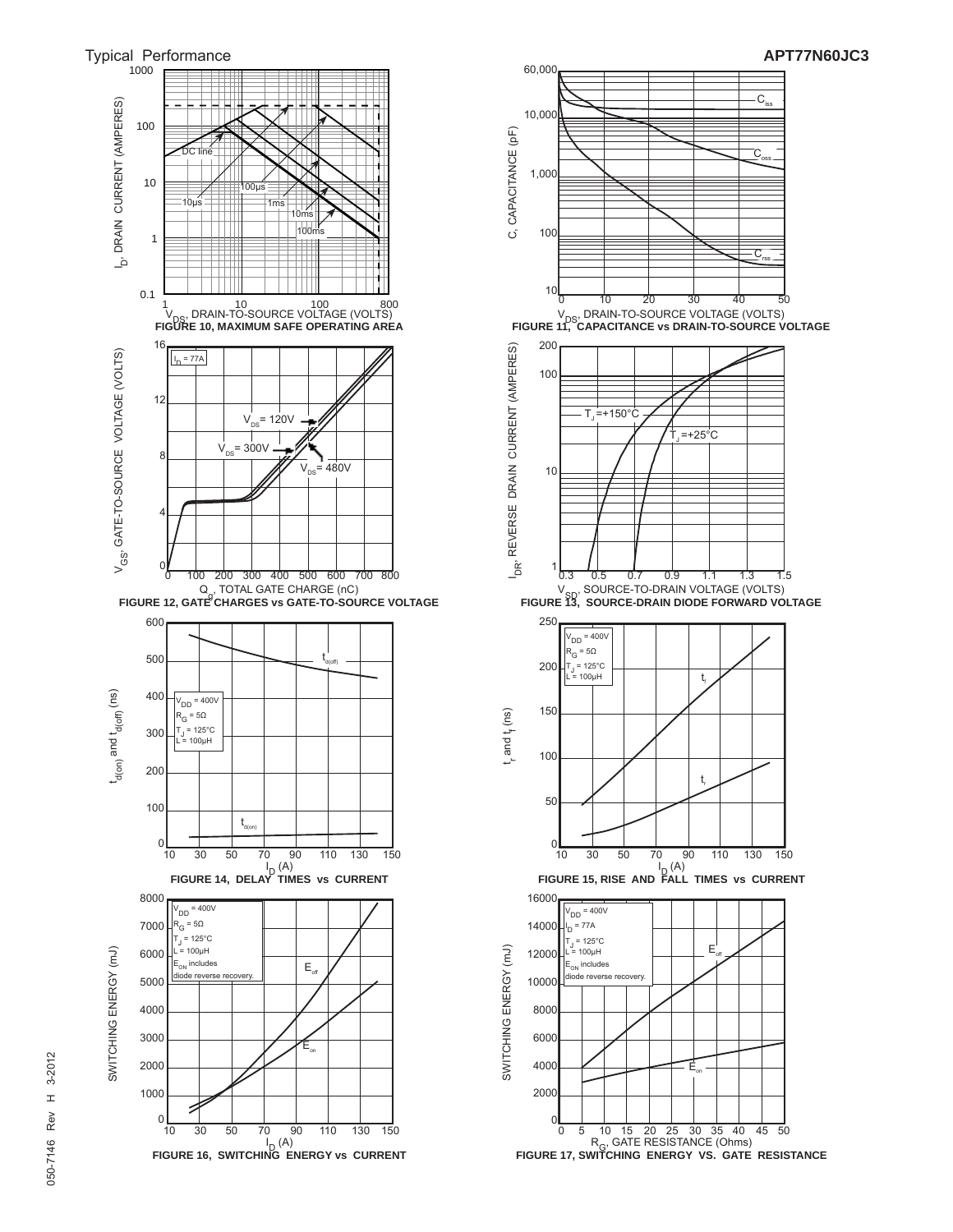Typical Performance

$I_D$, DRAIN CURRENT (AMPERES)

DC line

100µs

10µs

1ms

10ms

100ms

$V_{DS}$, DRAIN-TO-SOURCE VOLTAGE (VOLTS)

**FIGURE 10, MAXIMUM SAFE OPERATING AREA**

C, CAPACITANCE (pF)

$C_{iss}$

$C_{oss}$

$C_{rss}$

$V_{DS}$, DRAIN-TO-SOURCE VOLTAGE (VOLTS)

**FIGURE 11, CAPACITANCE vs DRAIN-TO-SOURCE VOLTAGE**

$V_{GS}$, GATE-TO-SOURCE VOLTAGE (VOLTS)

$I_D$ = 77A

$V_{DS}$= 120V

$V_{DS}$= 300V

$V_{DS}$= 480V

$Q_g$, TOTAL GATE CHARGE (nC)

**FIGURE 12, GATE CHARGES vs GATE-TO-SOURCE VOLTAGE**

$I_{DR}$, REVERSE DRAIN CURRENT (AMPERES)

$T_J$=+150°C

$T_J$=+25°C

$V_{SD}$, SOURCE-TO-DRAIN VOLTAGE (VOLTS)

**FIGURE 13, SOURCE-DRAIN DIODE FORWARD VOLTAGE**

$t_{d(on)}$ and $t_{d(off)}$ (ns)

$V_{DD}$ = 400V
$R_G$ = 5Ω
$T_J$ = 125°C
L = 100µH

$t_{d(off)}$

$t_{d(on)}$

$I_D$ (A)

**FIGURE 14, DELAY TIMES vs CURRENT**

$t_r$ and $t_f$ (ns)

$V_{DD}$ = 400V
$R_G$ = 5Ω
$T_J$ = 125°C
L = 100µH

$t_f$

$t_r$

$I_D$ (A)

**FIGURE 15, RISE AND FALL TIMES vs CURRENT**

SWITCHING ENERGY (mJ)

$V_{DD}$ = 400V
$R_G$ = 5Ω
$T_J$ = 125°C
L = 100µH
$E_{ON}$ includes
diode reverse recovery.

$E_{off}$

$E_{on}$

$I_D$ (A)

**FIGURE 16, SWITCHING ENERGY vs CURRENT**

SWITCHING ENERGY (mJ)

$V_{DD}$ = 400V
$I_D$ = 77A
$T_J$ = 125°C
L = 100µH
$E_{ON}$ includes
diode reverse recovery.

$E_{off}$

$E_{on}$

$R_G$, GATE RESISTANCE (Ohms)

**FIGURE 17, SWITCHING ENERGY VS. GATE RESISTANCE**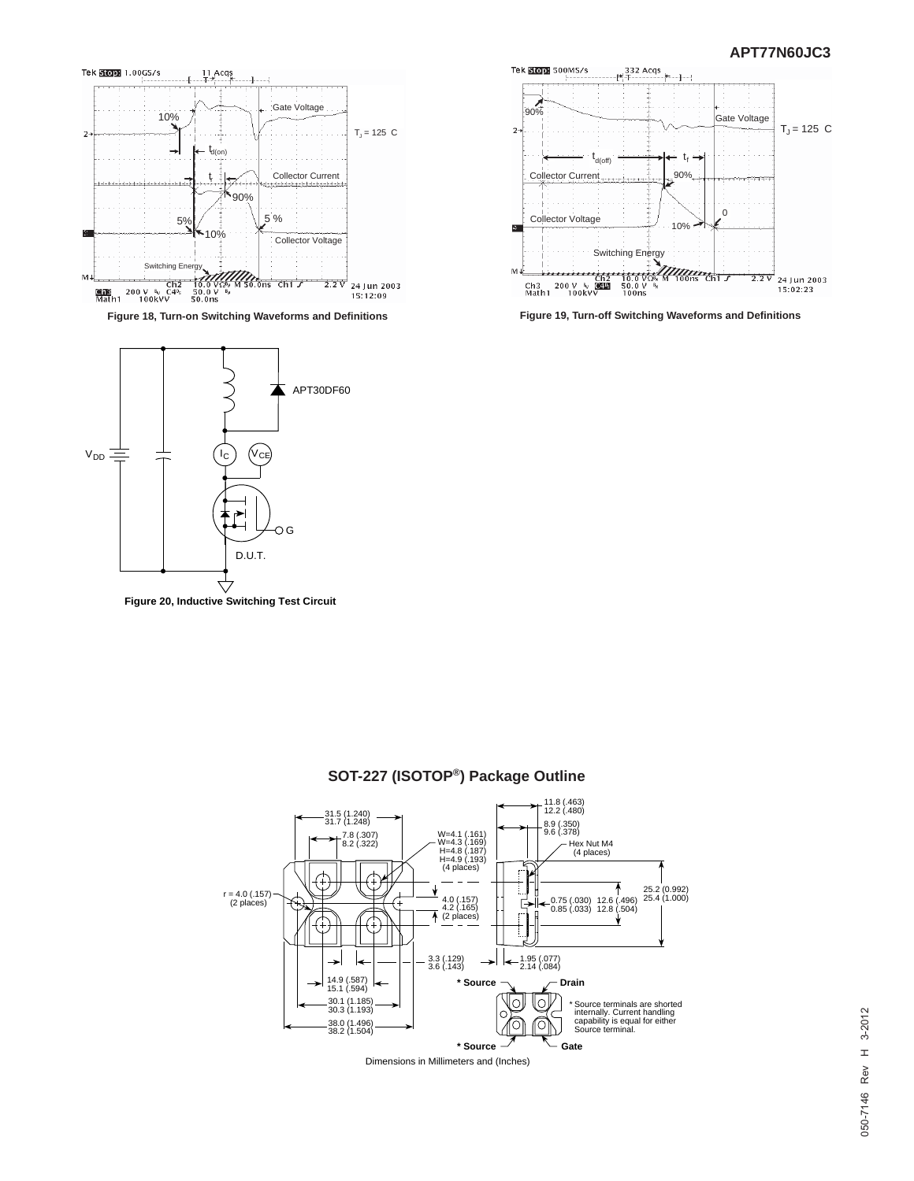Tek Stop: 1.00GS/s 11 Acqs

Gate Voltage

10%

$T_J$ = 125 C

$t_{d(on)}$

$t_r$

Collector Current

90%

5%

5 %

10%

Collector Voltage

Switching Energy

Ch3 200 V Ch2 10.0 V M 50.0ns Ch1 2.2 V 24 Jun 2003 15:12:09

Math1 100kVV 50.0 V 50.0ns

**Figure 18, Turn-on Switching Waveforms and Definitions**

Tek Stop: 500MS/s 332 Acqs

90%

Gate Voltage

$T_J$ = 125 C

$t_{d(off)}$

$t_f$

Collector Current

90%

0

Collector Voltage

10%

Switching Energy

Ch3 200 V Ch2 10.0 V M 100ns Ch1 2.2 V 24 Jun 2003 15:02:23

Math1 100kVV 50.0 V 100ns

**Figure 19, Turn-off Switching Waveforms and Definitions**

APT30DF60

$V_{DD}$

$I_C$

$V_{CE}$

G

D.U.T.

**Figure 20, Inductive Switching Test Circuit**

## SOT-227 (ISOTOP®) Package Outline

31.5 (1.240)
31.7 (1.248)

7.8 (.307)
8.2 (.322)

W=4.1 (.161)
W=4.3 (.169)
H=4.8 (.187)
H=4.9 (.193)
(4 places)

11.8 (.463)
12.2 (.480)

8.9 (.350)
9.6 (.378)

Hex Nut M4
(4 places)

r = 4.0 (.157)
(2 places)

4.0 (.157)
4.2 (.165)
(2 places)

0.75 (.030) 12.6 (.496)
0.85 (.033) 12.8 (.504)

25.2 (0.992)
25.4 (1.000)

3.3 (.129)
3.6 (.143)

1.95 (.077)
2.14 (.084)

14.9 (.587)
15.1 (.594)

30.1 (1.185)
30.3 (1.193)

38.0 (1.496)
38.2 (1.504)

* Source

Drain

* Source terminals are shorted internally. Current handling capability is equal for either Source terminal.

* Source

Gate

Dimensions in Millimeters and (Inches)